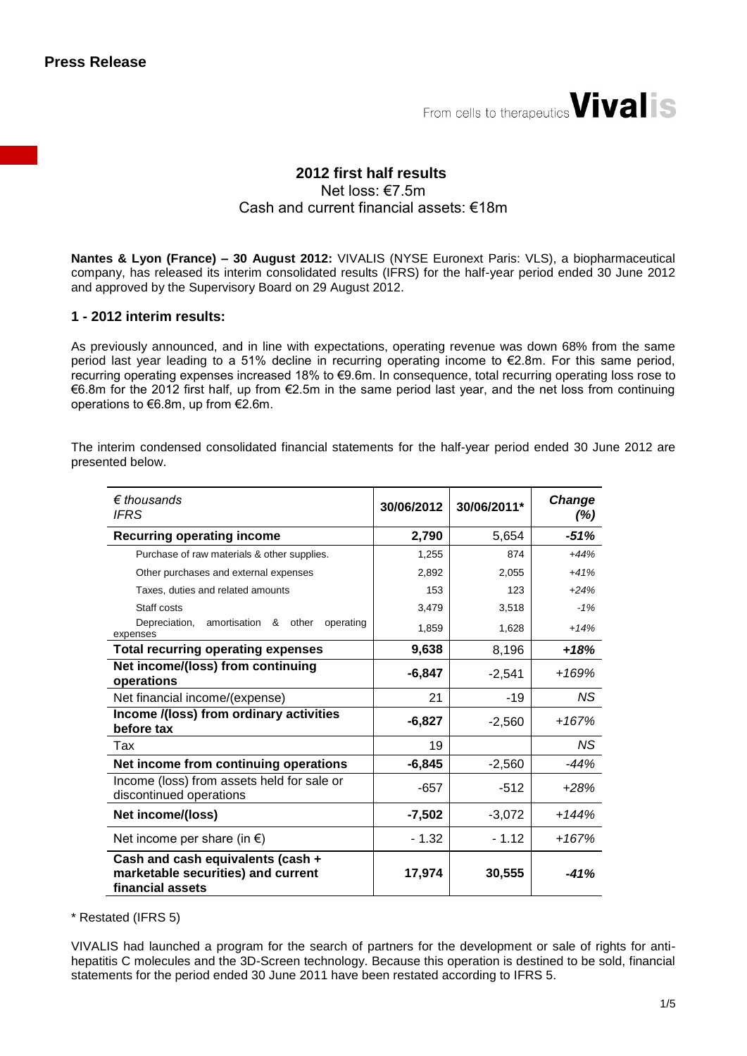**Press Release**

From cells to therapeutics **Vivalis**

## 2012 first half results

Net loss: €7.5m

Cash and current financial assets: €18m

**Nantes & Lyon (France) – 30 August 2012:** VIVALIS (NYSE Euronext Paris: VLS), a biopharmaceutical company, has released its interim consolidated results (IFRS) for the half-year period ended 30 June 2012 and approved by the Supervisory Board on 29 August 2012.

### 1 - 2012 interim results:

As previously announced, and in line with expectations, operating revenue was down 68% from the same period last year leading to a 51% decline in recurring operating income to €2.8m. For this same period, recurring operating expenses increased 18% to €9.6m. In consequence, total recurring operating loss rose to €6.8m for the 2012 first half, up from €2.5m in the same period last year, and the net loss from continuing operations to €6.8m, up from €2.6m.

The interim condensed consolidated financial statements for the half-year period ended 30 June 2012 are presented below.

| *€ thousands*<br>*IFRS* | 30/06/2012 | 30/06/2011* | *Change (%)* |
|---|---|---|---|
| **Recurring operating income** | **2,790** | 5,654 | ***-51%*** |
| Purchase of raw materials & other supplies. | 1,255 | 874 | *+44%* |
| Other purchases and external expenses | 2,892 | 2,055 | *+41%* |
| Taxes, duties and related amounts | 153 | 123 | *+24%* |
| Staff costs | 3,479 | 3,518 | *-1%* |
| Depreciation, amortisation & other operating expenses | 1,859 | 1,628 | *+14%* |
| **Total recurring operating expenses** | **9,638** | 8,196 | ***+18%*** |
| **Net income/(loss) from continuing operations** | **-6,847** | -2,541 | *+169%* |
| Net financial income/(expense) | 21 | -19 | *NS* |
| **Income /(loss) from ordinary activities before tax** | **-6,827** | -2,560 | *+167%* |
| Tax | 19 | | *NS* |
| **Net income from continuing operations** | **-6,845** | -2,560 | *-44%* |
| Income (loss) from assets held for sale or discontinued operations | -657 | -512 | *+28%* |
| **Net income/(loss)** | **-7,502** | -3,072 | *+144%* |
| Net income per share (in €) | - 1.32 | - 1.12 | *+167%* |
| **Cash and cash equivalents (cash + marketable securities) and current financial assets** | **17,974** | **30,555** | ***-41%*** |

\* Restated (IFRS 5)

VIVALIS had launched a program for the search of partners for the development or sale of rights for anti-hepatitis C molecules and the 3D-Screen technology. Because this operation is destined to be sold, financial statements for the period ended 30 June 2011 have been restated according to IFRS 5.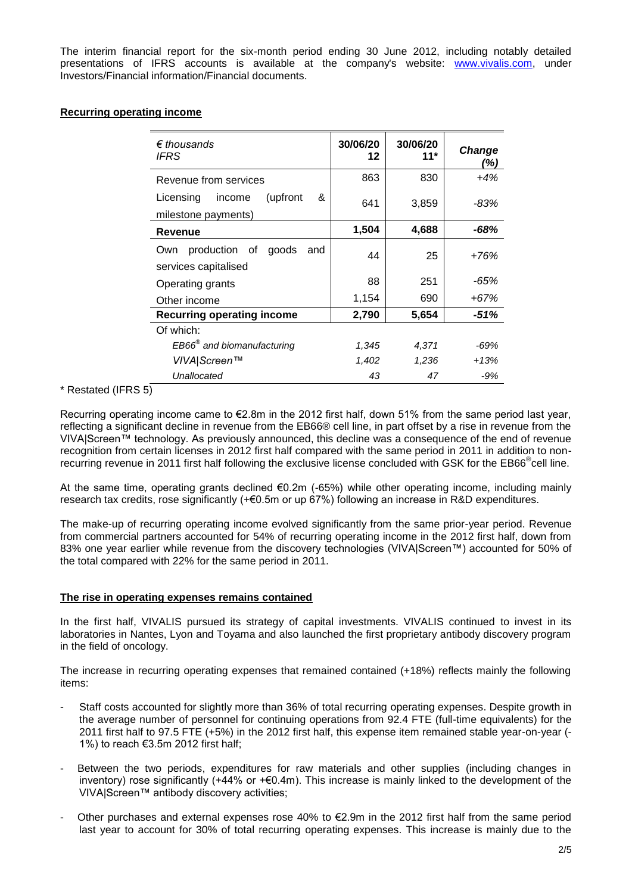The interim financial report for the six-month period ending 30 June 2012, including notably detailed presentations of IFRS accounts is available at the company's website: www.vivalis.com, under Investors/Financial information/Financial documents.

**Recurring operating income**

| *€ thousands IFRS* | 30/06/2012 | 30/06/2011* | *Change (%)* |
|---|---|---|---|
| Revenue from services | 863 | 830 | *+4%* |
| Licensing income (upfront & milestone payments) | 641 | 3,859 | *-83%* |
| **Revenue** | **1,504** | **4,688** | ***-68%*** |
| Own production of goods and services capitalised | 44 | 25 | *+76%* |
| Operating grants | 88 | 251 | *-65%* |
| Other income | 1,154 | 690 | *+67%* |
| **Recurring operating income** | **2,790** | **5,654** | ***-51%*** |
| Of which: | | | |
| *EB66® and biomanufacturing* | *1,345* | *4,371* | *-69%* |
| *VIVA\|Screen™* | *1,402* | *1,236* | *+13%* |
| *Unallocated* | *43* | *47* | *-9%* |

\* Restated (IFRS 5)

Recurring operating income came to €2.8m in the 2012 first half, down 51% from the same period last year, reflecting a significant decline in revenue from the EB66® cell line, in part offset by a rise in revenue from the VIVA|Screen™ technology. As previously announced, this decline was a consequence of the end of revenue recognition from certain licenses in 2012 first half compared with the same period in 2011 in addition to non-recurring revenue in 2011 first half following the exclusive license concluded with GSK for the EB66® cell line.

At the same time, operating grants declined €0.2m (-65%) while other operating income, including mainly research tax credits, rose significantly (+€0.5m or up 67%) following an increase in R&D expenditures.

The make-up of recurring operating income evolved significantly from the same prior-year period. Revenue from commercial partners accounted for 54% of recurring operating income in the 2012 first half, down from 83% one year earlier while revenue from the discovery technologies (VIVA|Screen™) accounted for 50% of the total compared with 22% for the same period in 2011.

**The rise in operating expenses remains contained**

In the first half, VIVALIS pursued its strategy of capital investments. VIVALIS continued to invest in its laboratories in Nantes, Lyon and Toyama and also launched the first proprietary antibody discovery program in the field of oncology.

The increase in recurring operating expenses that remained contained (+18%) reflects mainly the following items:

- Staff costs accounted for slightly more than 36% of total recurring operating expenses. Despite growth in the average number of personnel for continuing operations from 92.4 FTE (full-time equivalents) for the 2011 first half to 97.5 FTE (+5%) in the 2012 first half, this expense item remained stable year-on-year (-1%) to reach €3.5m 2012 first half;
- Between the two periods, expenditures for raw materials and other supplies (including changes in inventory) rose significantly (+44% or +€0.4m). This increase is mainly linked to the development of the VIVA|Screen™ antibody discovery activities;
- Other purchases and external expenses rose 40% to €2.9m in the 2012 first half from the same period last year to account for 30% of total recurring operating expenses. This increase is mainly due to the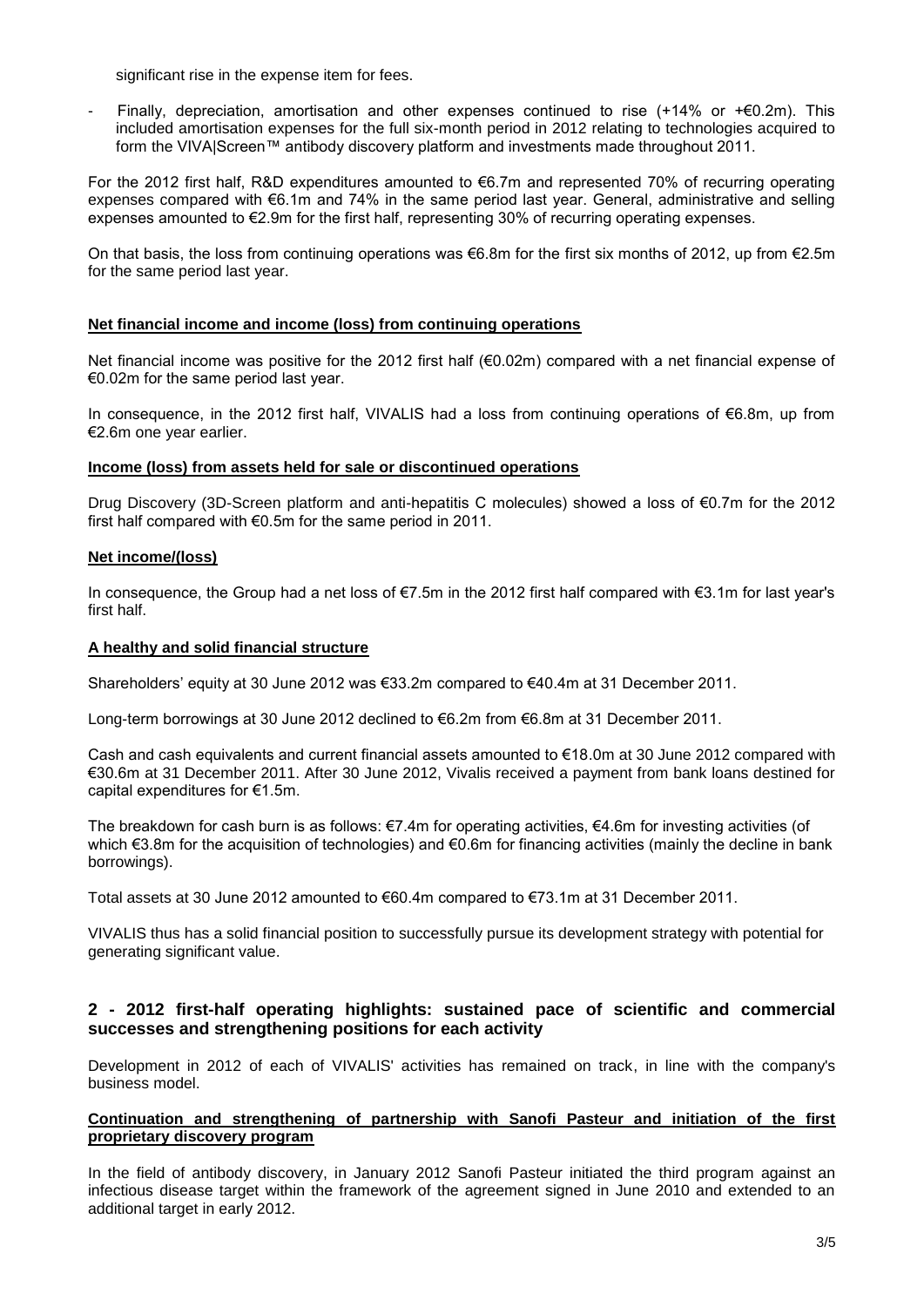significant rise in the expense item for fees.

- Finally, depreciation, amortisation and other expenses continued to rise (+14% or +€0.2m). This included amortisation expenses for the full six-month period in 2012 relating to technologies acquired to form the VIVA|Screen™ antibody discovery platform and investments made throughout 2011.

For the 2012 first half, R&D expenditures amounted to €6.7m and represented 70% of recurring operating expenses compared with €6.1m and 74% in the same period last year. General, administrative and selling expenses amounted to €2.9m for the first half, representing 30% of recurring operating expenses.

On that basis, the loss from continuing operations was €6.8m for the first six months of 2012, up from €2.5m for the same period last year.

**Net financial income and income (loss) from continuing operations**

Net financial income was positive for the 2012 first half (€0.02m) compared with a net financial expense of €0.02m for the same period last year.

In consequence, in the 2012 first half, VIVALIS had a loss from continuing operations of €6.8m, up from €2.6m one year earlier.

**Income (loss) from assets held for sale or discontinued operations**

Drug Discovery (3D-Screen platform and anti-hepatitis C molecules) showed a loss of €0.7m for the 2012 first half compared with €0.5m for the same period in 2011.

**Net income/(loss)**

In consequence, the Group had a net loss of €7.5m in the 2012 first half compared with €3.1m for last year's first half.

**A healthy and solid financial structure**

Shareholders' equity at 30 June 2012 was €33.2m compared to €40.4m at 31 December 2011.

Long-term borrowings at 30 June 2012 declined to €6.2m from €6.8m at 31 December 2011.

Cash and cash equivalents and current financial assets amounted to €18.0m at 30 June 2012 compared with €30.6m at 31 December 2011. After 30 June 2012, Vivalis received a payment from bank loans destined for capital expenditures for €1.5m.

The breakdown for cash burn is as follows: €7.4m for operating activities, €4.6m for investing activities (of which €3.8m for the acquisition of technologies) and €0.6m for financing activities (mainly the decline in bank borrowings).

Total assets at 30 June 2012 amounted to €60.4m compared to €73.1m at 31 December 2011.

VIVALIS thus has a solid financial position to successfully pursue its development strategy with potential for generating significant value.

## 2 - 2012 first-half operating highlights: sustained pace of scientific and commercial successes and strengthening positions for each activity

Development in 2012 of each of VIVALIS' activities has remained on track, in line with the company's business model.

**Continuation and strengthening of partnership with Sanofi Pasteur and initiation of the first proprietary discovery program**

In the field of antibody discovery, in January 2012 Sanofi Pasteur initiated the third program against an infectious disease target within the framework of the agreement signed in June 2010 and extended to an additional target in early 2012.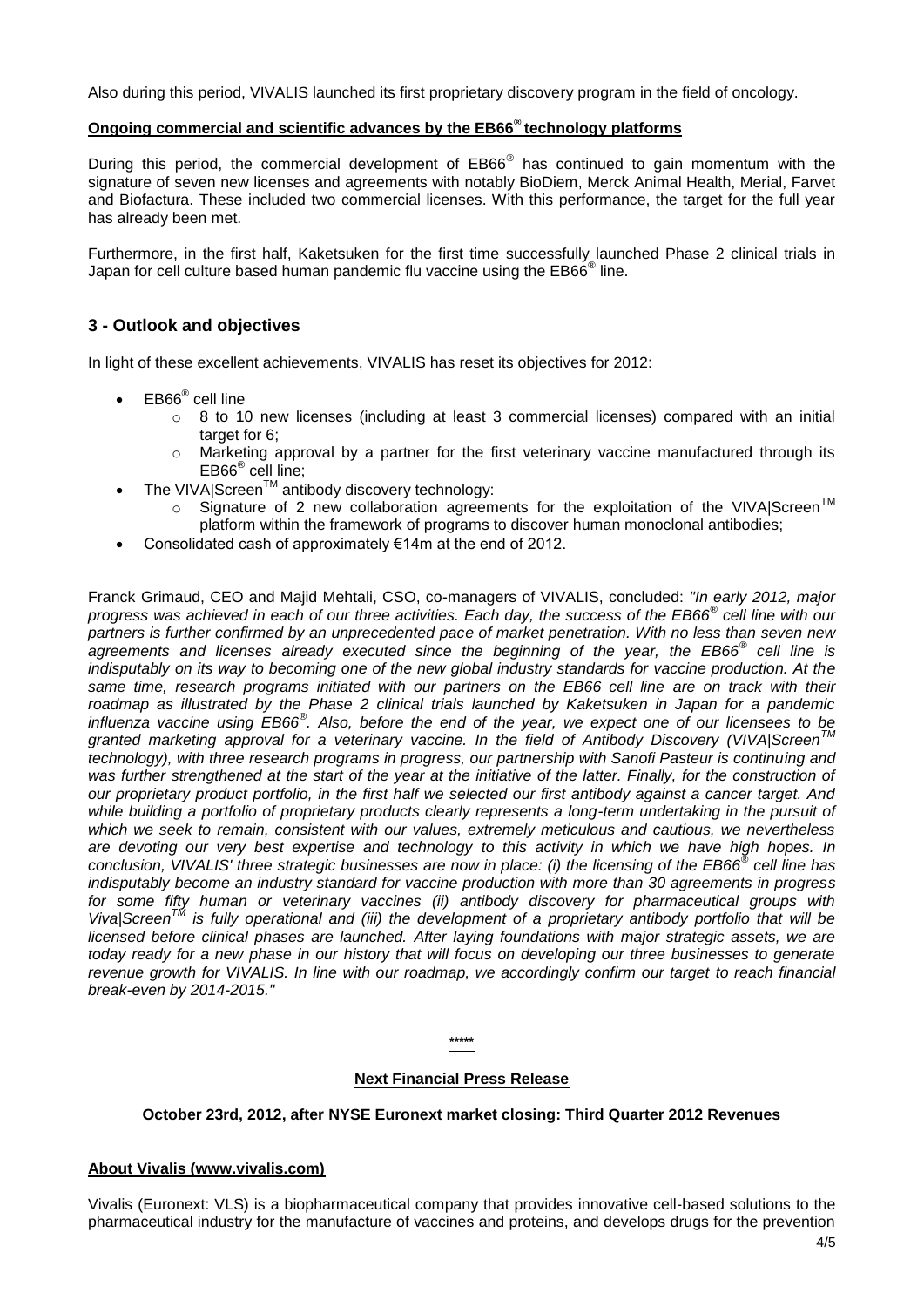Also during this period, VIVALIS launched its first proprietary discovery program in the field of oncology.

**Ongoing commercial and scientific advances by the EB66® technology platforms**

During this period, the commercial development of EB66® has continued to gain momentum with the signature of seven new licenses and agreements with notably BioDiem, Merck Animal Health, Merial, Farvet and Biofactura. These included two commercial licenses. With this performance, the target for the full year has already been met.

Furthermore, in the first half, Kaketsuken for the first time successfully launched Phase 2 clinical trials in Japan for cell culture based human pandemic flu vaccine using the EB66® line.

## 3 - Outlook and objectives

In light of these excellent achievements, VIVALIS has reset its objectives for 2012:

- EB66® cell line
  - 8 to 10 new licenses (including at least 3 commercial licenses) compared with an initial target for 6;
  - Marketing approval by a partner for the first veterinary vaccine manufactured through its EB66® cell line;
- The VIVA|Screen™ antibody discovery technology:
  - Signature of 2 new collaboration agreements for the exploitation of the VIVA|Screen™ platform within the framework of programs to discover human monoclonal antibodies;
- Consolidated cash of approximately €14m at the end of 2012.

Franck Grimaud, CEO and Majid Mehtali, CSO, co-managers of VIVALIS, concluded: *"In early 2012, major progress was achieved in each of our three activities. Each day, the success of the EB66® cell line with our partners is further confirmed by an unprecedented pace of market penetration. With no less than seven new agreements and licenses already executed since the beginning of the year, the EB66® cell line is indisputably on its way to becoming one of the new global industry standards for vaccine production. At the same time, research programs initiated with our partners on the EB66 cell line are on track with their roadmap as illustrated by the Phase 2 clinical trials launched by Kaketsuken in Japan for a pandemic influenza vaccine using EB66®. Also, before the end of the year, we expect one of our licensees to be granted marketing approval for a veterinary vaccine. In the field of Antibody Discovery (VIVA|Screen™ technology), with three research programs in progress, our partnership with Sanofi Pasteur is continuing and was further strengthened at the start of the year at the initiative of the latter. Finally, for the construction of our proprietary product portfolio, in the first half we selected our first antibody against a cancer target. And while building a portfolio of proprietary products clearly represents a long-term undertaking in the pursuit of which we seek to remain, consistent with our values, extremely meticulous and cautious, we nevertheless are devoting our very best expertise and technology to this activity in which we have high hopes. In conclusion, VIVALIS' three strategic businesses are now in place: (i) the licensing of the EB66® cell line has indisputably become an industry standard for vaccine production with more than 30 agreements in progress for some fifty human or veterinary vaccines (ii) antibody discovery for pharmaceutical groups with Viva|Screen™ is fully operational and (iii) the development of a proprietary antibody portfolio that will be licensed before clinical phases are launched. After laying foundations with major strategic assets, we are today ready for a new phase in our history that will focus on developing our three businesses to generate revenue growth for VIVALIS. In line with our roadmap, we accordingly confirm our target to reach financial break-even by 2014-2015."*

\*\*\*\*\*

**Next Financial Press Release**

**October 23rd, 2012, after NYSE Euronext market closing: Third Quarter 2012 Revenues**

**About Vivalis (www.vivalis.com)**

Vivalis (Euronext: VLS) is a biopharmaceutical company that provides innovative cell-based solutions to the pharmaceutical industry for the manufacture of vaccines and proteins, and develops drugs for the prevention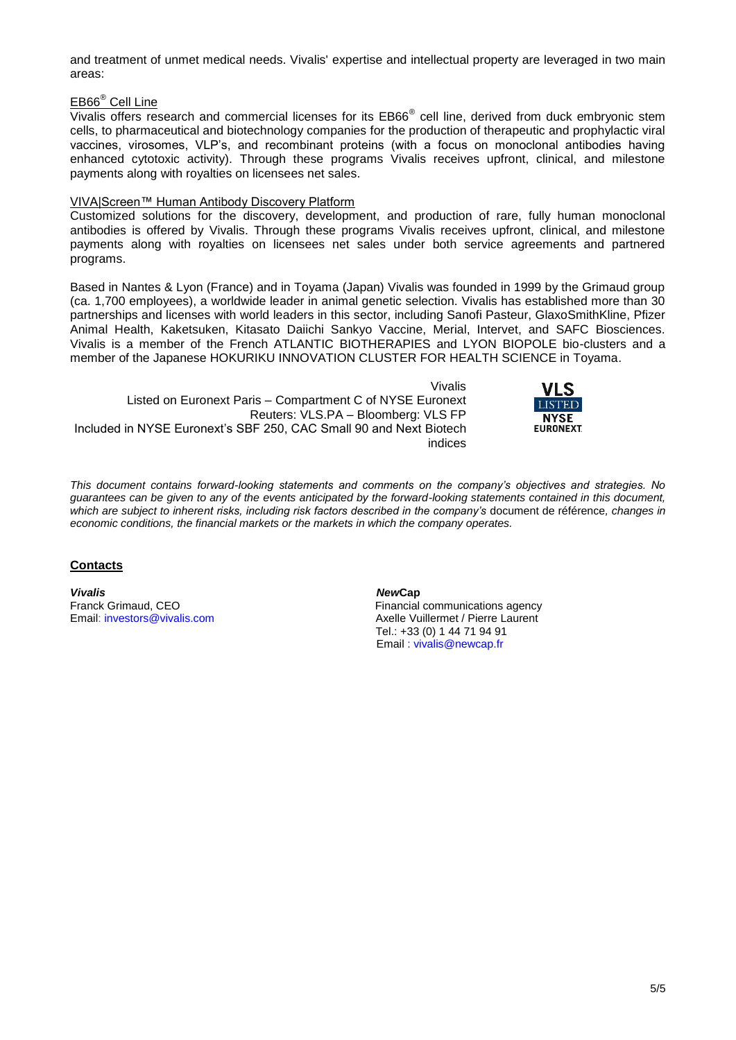and treatment of unmet medical needs. Vivalis' expertise and intellectual property are leveraged in two main areas:

EB66® Cell Line

Vivalis offers research and commercial licenses for its EB66® cell line, derived from duck embryonic stem cells, to pharmaceutical and biotechnology companies for the production of therapeutic and prophylactic viral vaccines, virosomes, VLP's, and recombinant proteins (with a focus on monoclonal antibodies having enhanced cytotoxic activity). Through these programs Vivalis receives upfront, clinical, and milestone payments along with royalties on licensees net sales.

VIVA|Screen™ Human Antibody Discovery Platform

Customized solutions for the discovery, development, and production of rare, fully human monoclonal antibodies is offered by Vivalis. Through these programs Vivalis receives upfront, clinical, and milestone payments along with royalties on licensees net sales under both service agreements and partnered programs.

Based in Nantes & Lyon (France) and in Toyama (Japan) Vivalis was founded in 1999 by the Grimaud group (ca. 1,700 employees), a worldwide leader in animal genetic selection. Vivalis has established more than 30 partnerships and licenses with world leaders in this sector, including Sanofi Pasteur, GlaxoSmithKline, Pfizer Animal Health, Kaketsuken, Kitasato Daiichi Sankyo Vaccine, Merial, Intervet, and SAFC Biosciences. Vivalis is a member of the French ATLANTIC BIOTHERAPIES and LYON BIOPOLE bio-clusters and a member of the Japanese HOKURIKU INNOVATION CLUSTER FOR HEALTH SCIENCE in Toyama.

Vivalis
Listed on Euronext Paris – Compartment C of NYSE Euronext
Reuters: VLS.PA – Bloomberg: VLS FP
Included in NYSE Euronext's SBF 250, CAC Small 90 and Next Biotech indices

VLS LISTED NYSE EURONEXT

*This document contains forward-looking statements and comments on the company's objectives and strategies. No guarantees can be given to any of the events anticipated by the forward-looking statements contained in this document, which are subject to inherent risks, including risk factors described in the company's* document de référence*, changes in economic conditions, the financial markets or the markets in which the company operates.*

**Contacts**

***Vivalis***
Franck Grimaud, CEO
Email: investors@vivalis.com

***New*Cap**
Financial communications agency
Axelle Vuillermet / Pierre Laurent
Tel.: +33 (0) 1 44 71 94 91
Email : vivalis@newcap.fr